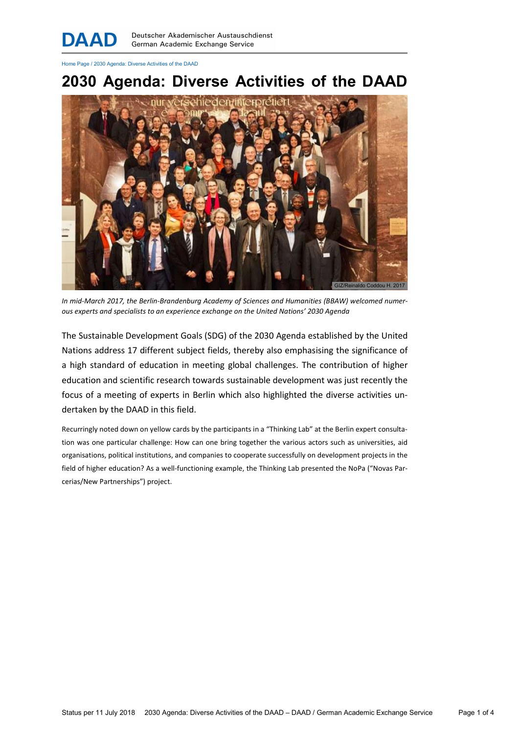DAAD Deutscher Akademischer Austauschdienst German Academic Exchange Service

Home Page / 2030 Agenda: Diverse Activities of the DAAD

# 2030 Agenda: Diverse Activities of the DAAD

GIZ/Reinaldo Coddou H. 2017

*In mid-March 2017, the Berlin-Brandenburg Academy of Sciences and Humanities (BBAW) welcomed numerous experts and specialists to an experience exchange on the United Nations' 2030 Agenda*

The Sustainable Development Goals (SDG) of the 2030 Agenda established by the United Nations address 17 different subject fields, thereby also emphasising the significance of a high standard of education in meeting global challenges. The contribution of higher education and scientific research towards sustainable development was just recently the focus of a meeting of experts in Berlin which also highlighted the diverse activities undertaken by the DAAD in this field.

Recurringly noted down on yellow cards by the participants in a "Thinking Lab" at the Berlin expert consultation was one particular challenge: How can one bring together the various actors such as universities, aid organisations, political institutions, and companies to cooperate successfully on development projects in the field of higher education? As a well-functioning example, the Thinking Lab presented the NoPa ("Novas Parcerias/New Partnerships") project.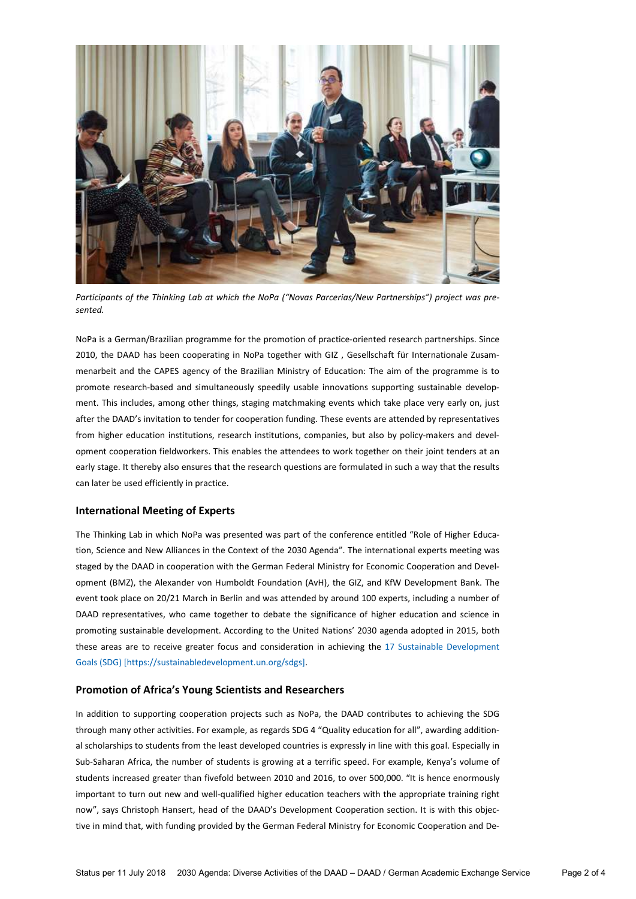*Participants of the Thinking Lab at which the NoPa ("Novas Parcerias/New Partnerships") project was presented.*

NoPa is a German/Brazilian programme for the promotion of practice-oriented research partnerships. Since 2010, the DAAD has been cooperating in NoPa together with GIZ , Gesellschaft für Internationale Zusammenarbeit and the CAPES agency of the Brazilian Ministry of Education: The aim of the programme is to promote research-based and simultaneously speedily usable innovations supporting sustainable development. This includes, among other things, staging matchmaking events which take place very early on, just after the DAAD's invitation to tender for cooperation funding. These events are attended by representatives from higher education institutions, research institutions, companies, but also by policy-makers and development cooperation fieldworkers. This enables the attendees to work together on their joint tenders at an early stage. It thereby also ensures that the research questions are formulated in such a way that the results can later be used efficiently in practice.

## International Meeting of Experts

The Thinking Lab in which NoPa was presented was part of the conference entitled "Role of Higher Education, Science and New Alliances in the Context of the 2030 Agenda". The international experts meeting was staged by the DAAD in cooperation with the German Federal Ministry for Economic Cooperation and Development (BMZ), the Alexander von Humboldt Foundation (AvH), the GIZ, and KfW Development Bank. The event took place on 20/21 March in Berlin and was attended by around 100 experts, including a number of DAAD representatives, who came together to debate the significance of higher education and science in promoting sustainable development. According to the United Nations' 2030 agenda adopted in 2015, both these areas are to receive greater focus and consideration in achieving the 17 Sustainable Development Goals (SDG) [https://sustainabledevelopment.un.org/sdgs].

## Promotion of Africa's Young Scientists and Researchers

In addition to supporting cooperation projects such as NoPa, the DAAD contributes to achieving the SDG through many other activities. For example, as regards SDG 4 "Quality education for all", awarding additional scholarships to students from the least developed countries is expressly in line with this goal. Especially in Sub-Saharan Africa, the number of students is growing at a terrific speed. For example, Kenya's volume of students increased greater than fivefold between 2010 and 2016, to over 500,000. "It is hence enormously important to turn out new and well-qualified higher education teachers with the appropriate training right now", says Christoph Hansert, head of the DAAD's Development Cooperation section. It is with this objective in mind that, with funding provided by the German Federal Ministry for Economic Cooperation and De-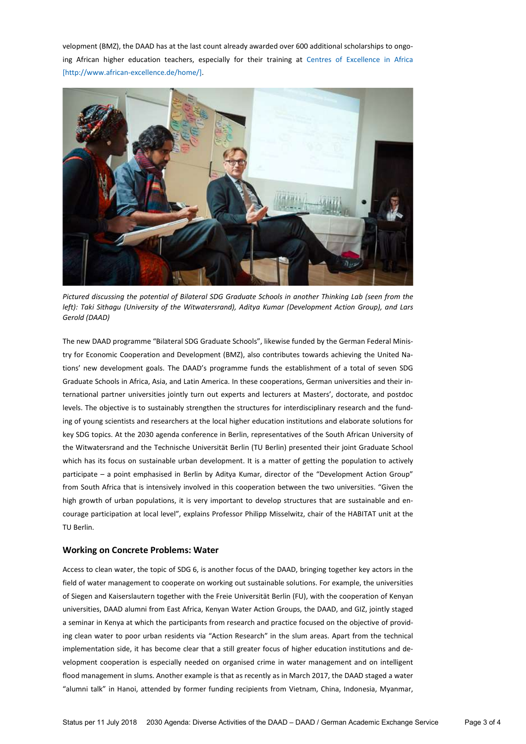velopment (BMZ), the DAAD has at the last count already awarded over 600 additional scholarships to ongoing African higher education teachers, especially for their training at Centres of Excellence in Africa [http://www.african-excellence.de/home/].

*Pictured discussing the potential of Bilateral SDG Graduate Schools in another Thinking Lab (seen from the left): Taki Sithagu (University of the Witwatersrand), Aditya Kumar (Development Action Group), and Lars Gerold (DAAD)*

The new DAAD programme "Bilateral SDG Graduate Schools", likewise funded by the German Federal Ministry for Economic Cooperation and Development (BMZ), also contributes towards achieving the United Nations' new development goals. The DAAD's programme funds the establishment of a total of seven SDG Graduate Schools in Africa, Asia, and Latin America. In these cooperations, German universities and their international partner universities jointly turn out experts and lecturers at Masters', doctorate, and postdoc levels. The objective is to sustainably strengthen the structures for interdisciplinary research and the funding of young scientists and researchers at the local higher education institutions and elaborate solutions for key SDG topics. At the 2030 agenda conference in Berlin, representatives of the South African University of the Witwatersrand and the Technische Universität Berlin (TU Berlin) presented their joint Graduate School which has its focus on sustainable urban development. It is a matter of getting the population to actively participate – a point emphasised in Berlin by Aditya Kumar, director of the "Development Action Group" from South Africa that is intensively involved in this cooperation between the two universities. "Given the high growth of urban populations, it is very important to develop structures that are sustainable and encourage participation at local level", explains Professor Philipp Misselwitz, chair of the HABITAT unit at the TU Berlin.

## Working on Concrete Problems: Water

Access to clean water, the topic of SDG 6, is another focus of the DAAD, bringing together key actors in the field of water management to cooperate on working out sustainable solutions. For example, the universities of Siegen and Kaiserslautern together with the Freie Universität Berlin (FU), with the cooperation of Kenyan universities, DAAD alumni from East Africa, Kenyan Water Action Groups, the DAAD, and GIZ, jointly staged a seminar in Kenya at which the participants from research and practice focused on the objective of providing clean water to poor urban residents via "Action Research" in the slum areas. Apart from the technical implementation side, it has become clear that a still greater focus of higher education institutions and development cooperation is especially needed on organised crime in water management and on intelligent flood management in slums. Another example is that as recently as in March 2017, the DAAD staged a water "alumni talk" in Hanoi, attended by former funding recipients from Vietnam, China, Indonesia, Myanmar,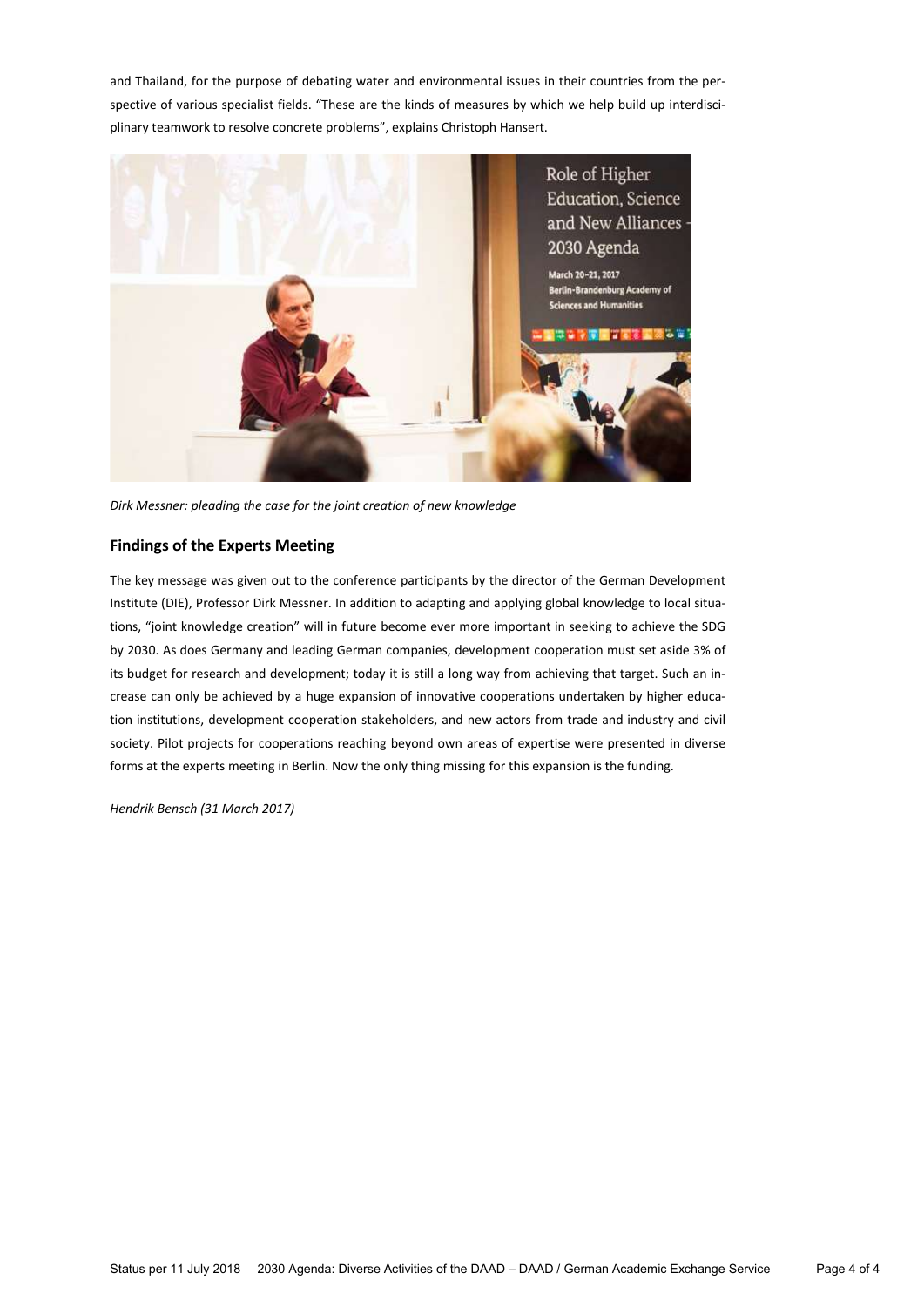and Thailand, for the purpose of debating water and environmental issues in their countries from the perspective of various specialist fields. "These are the kinds of measures by which we help build up interdisciplinary teamwork to resolve concrete problems", explains Christoph Hansert.

*Dirk Messner: pleading the case for the joint creation of new knowledge*

### Findings of the Experts Meeting

The key message was given out to the conference participants by the director of the German Development Institute (DIE), Professor Dirk Messner. In addition to adapting and applying global knowledge to local situations, "joint knowledge creation" will in future become ever more important in seeking to achieve the SDG by 2030. As does Germany and leading German companies, development cooperation must set aside 3% of its budget for research and development; today it is still a long way from achieving that target. Such an increase can only be achieved by a huge expansion of innovative cooperations undertaken by higher education institutions, development cooperation stakeholders, and new actors from trade and industry and civil society. Pilot projects for cooperations reaching beyond own areas of expertise were presented in diverse forms at the experts meeting in Berlin. Now the only thing missing for this expansion is the funding.

*Hendrik Bensch (31 March 2017)*